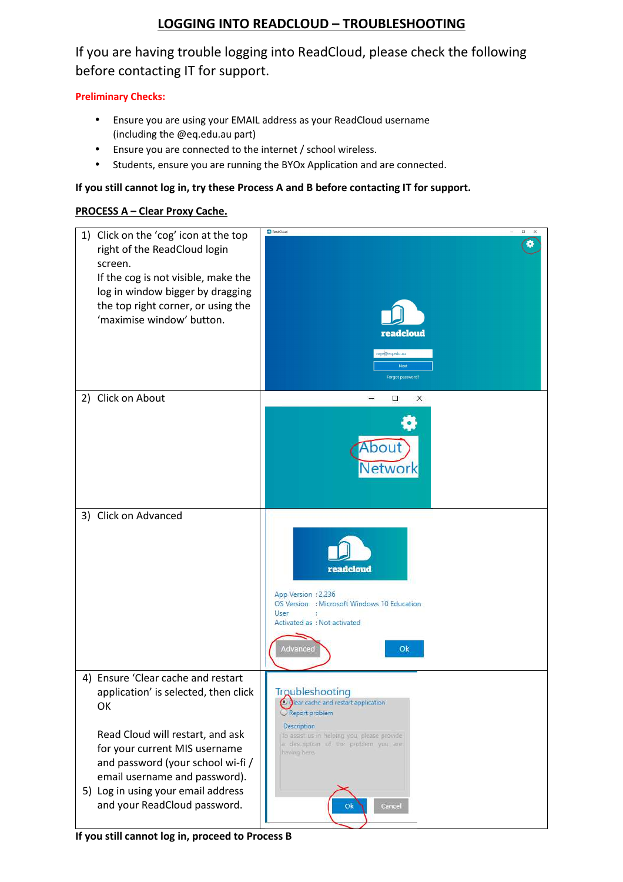# LOGGING INTO READCLOUD – TROUBLESHOOTING

If you are having trouble logging into ReadCloud, please check the following before contacting IT for support.

**Preliminary Checks:**

- Ensure you are using your EMAIL address as your ReadCloud username (including the @eq.edu.au part)
- Ensure you are connected to the internet / school wireless.
- Students, ensure you are running the BYOx Application and are connected.

**If you still cannot log in, try these Process A and B before contacting IT for support.**

**PROCESS A – Clear Proxy Cache.**

| Step | |
|---|---|
| 1) Click on the 'cog' icon at the top right of the ReadCloud login screen. If the cog is not visible, make the log in window bigger by dragging the top right corner, or using the 'maximise window' button. | |
| 2) Click on About | |
| 3) Click on Advanced | |
| 4) Ensure 'Clear cache and restart application' is selected, then click OK<br><br>Read Cloud will restart, and ask for your current MIS username and password (your school wi-fi / email username and password).<br>5) Log in using your email address and your ReadCloud password. | |

**If you still cannot log in, proceed to Process B**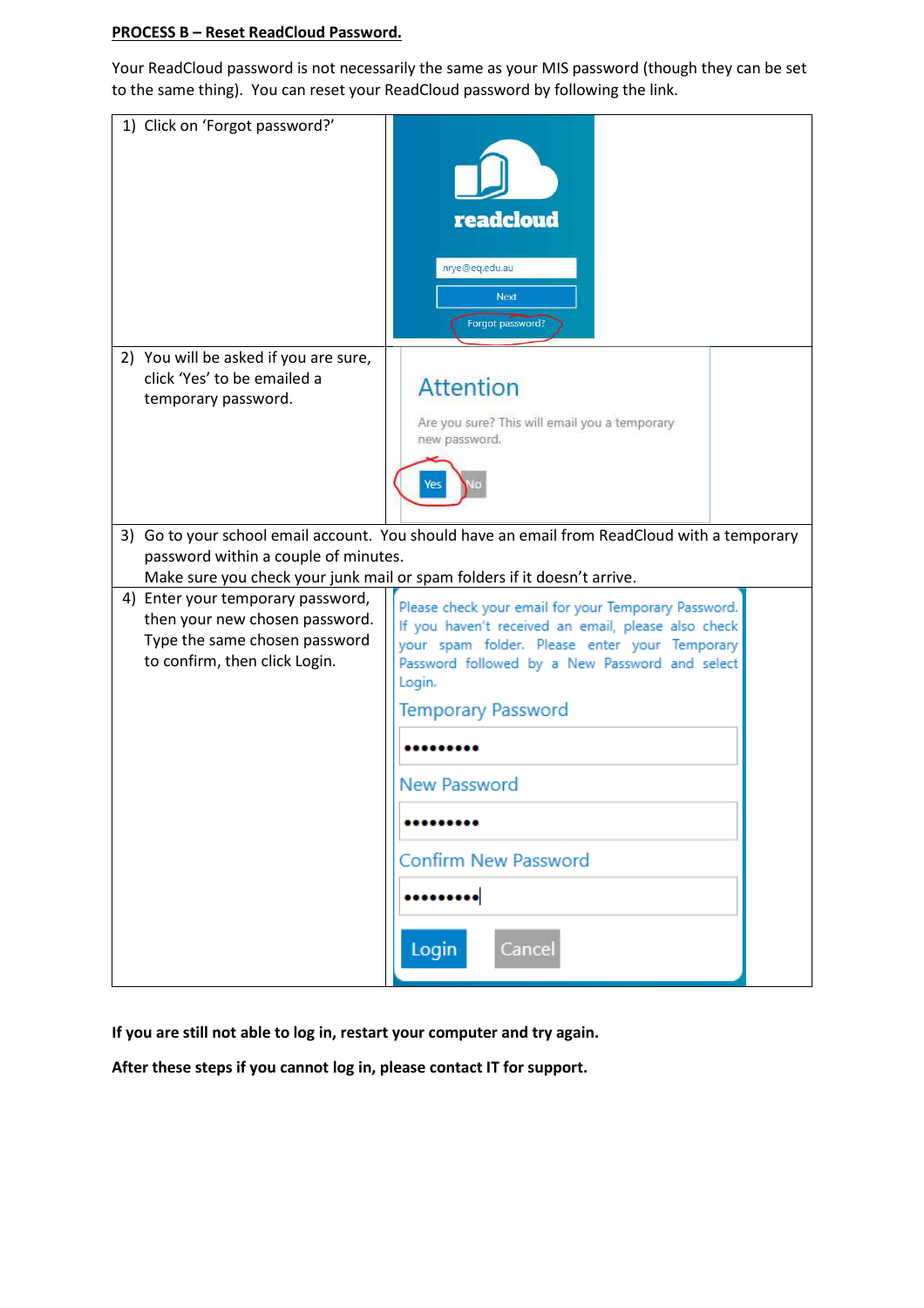**PROCESS B – Reset ReadCloud Password.**

Your ReadCloud password is not necessarily the same as your MIS password (though they can be set to the same thing). You can reset your ReadCloud password by following the link.

| | |
|---|---|
| 1) Click on 'Forgot password?' | readcloud<br>nrye@eq.edu.au<br>Next<br>Forgot password? |
| 2) You will be asked if you are sure, click 'Yes' to be emailed a temporary password. | Attention<br>Are you sure? This will email you a temporary new password.<br>Yes No |
| 3) Go to your school email account. You should have an email from ReadCloud with a temporary password within a couple of minutes.<br>Make sure you check your junk mail or spam folders if it doesn't arrive. | |
| 4) Enter your temporary password, then your new chosen password. Type the same chosen password to confirm, then click Login. | Please check your email for your Temporary Password. If you haven't received an email, please also check your spam folder. Please enter your Temporary Password followed by a New Password and select Login.<br>Temporary Password<br>New Password<br>Confirm New Password<br>Login Cancel |

**If you are still not able to log in, restart your computer and try again.**

**After these steps if you cannot log in, please contact IT for support.**